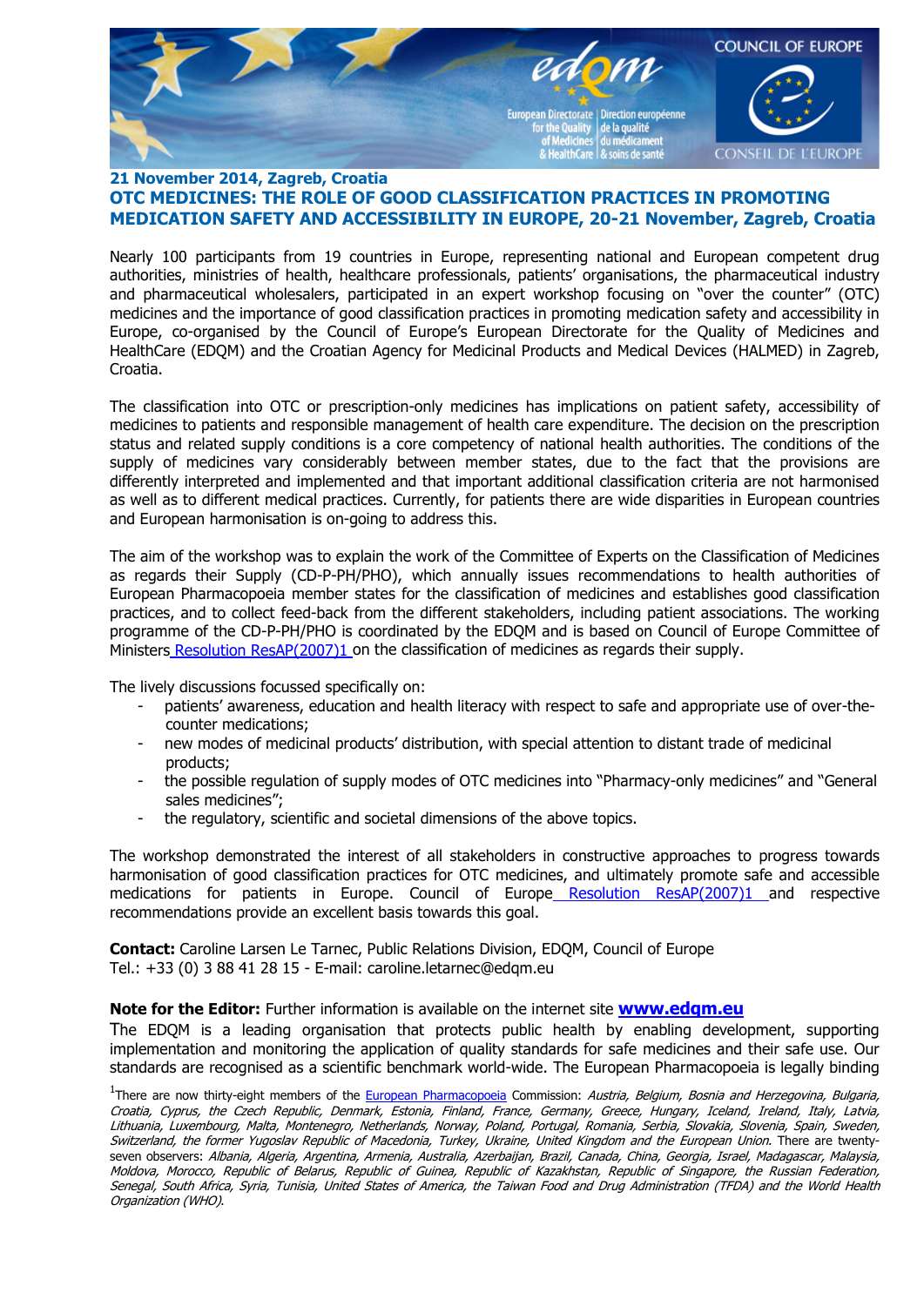**21 November 2014, Zagreb, Croatia**

## OTC MEDICINES: THE ROLE OF GOOD CLASSIFICATION PRACTICES IN PROMOTING MEDICATION SAFETY AND ACCESSIBILITY IN EUROPE, 20-21 November, Zagreb, Croatia

Nearly 100 participants from 19 countries in Europe, representing national and European competent drug authorities, ministries of health, healthcare professionals, patients' organisations, the pharmaceutical industry and pharmaceutical wholesalers, participated in an expert workshop focusing on "over the counter" (OTC) medicines and the importance of good classification practices in promoting medication safety and accessibility in Europe, co-organised by the Council of Europe's European Directorate for the Quality of Medicines and HealthCare (EDQM) and the Croatian Agency for Medicinal Products and Medical Devices (HALMED) in Zagreb, Croatia.

The classification into OTC or prescription-only medicines has implications on patient safety, accessibility of medicines to patients and responsible management of health care expenditure. The decision on the prescription status and related supply conditions is a core competency of national health authorities. The conditions of the supply of medicines vary considerably between member states, due to the fact that the provisions are differently interpreted and implemented and that important additional classification criteria are not harmonised as well as to different medical practices. Currently, for patients there are wide disparities in European countries and European harmonisation is on-going to address this.

The aim of the workshop was to explain the work of the Committee of Experts on the Classification of Medicines as regards their Supply (CD-P-PH/PHO), which annually issues recommendations to health authorities of European Pharmacopoeia member states for the classification of medicines and establishes good classification practices, and to collect feed-back from the different stakeholders, including patient associations. The working programme of the CD-P-PH/PHO is coordinated by the EDQM and is based on Council of Europe Committee of Ministers Resolution ResAP(2007)1 on the classification of medicines as regards their supply.

The lively discussions focussed specifically on:

- patients' awareness, education and health literacy with respect to safe and appropriate use of over-the-counter medications;
- new modes of medicinal products' distribution, with special attention to distant trade of medicinal products;
- the possible regulation of supply modes of OTC medicines into "Pharmacy-only medicines" and "General sales medicines";
- the regulatory, scientific and societal dimensions of the above topics.

The workshop demonstrated the interest of all stakeholders in constructive approaches to progress towards harmonisation of good classification practices for OTC medicines, and ultimately promote safe and accessible medications for patients in Europe. Council of Europe Resolution ResAP(2007)1 and respective recommendations provide an excellent basis towards this goal.

**Contact:** Caroline Larsen Le Tarnec, Public Relations Division, EDQM, Council of Europe
Tel.: +33 (0) 3 88 41 28 15 - E-mail: caroline.letarnec@edqm.eu

**Note for the Editor:** Further information is available on the internet site **www.edqm.eu**
The EDQM is a leading organisation that protects public health by enabling development, supporting implementation and monitoring the application of quality standards for safe medicines and their safe use. Our standards are recognised as a scientific benchmark world-wide. The European Pharmacopoeia is legally binding

[1]There are now thirty-eight members of the European Pharmacopoeia Commission: *Austria, Belgium, Bosnia and Herzegovina, Bulgaria, Croatia, Cyprus, the Czech Republic, Denmark, Estonia, Finland, France, Germany, Greece, Hungary, Iceland, Ireland, Italy, Latvia, Lithuania, Luxembourg, Malta, Montenegro, Netherlands, Norway, Poland, Portugal, Romania, Serbia, Slovakia, Slovenia, Spain, Sweden, Switzerland, the former Yugoslav Republic of Macedonia, Turkey, Ukraine, United Kingdom and the European Union.* There are twenty-seven observers: *Albania, Algeria, Argentina, Armenia, Australia, Azerbaijan, Brazil, Canada, China, Georgia, Israel, Madagascar, Malaysia, Moldova, Morocco, Republic of Belarus, Republic of Guinea, Republic of Kazakhstan, Republic of Singapore, the Russian Federation, Senegal, South Africa, Syria, Tunisia, United States of America, the Taiwan Food and Drug Administration (TFDA) and the World Health Organization (WHO).*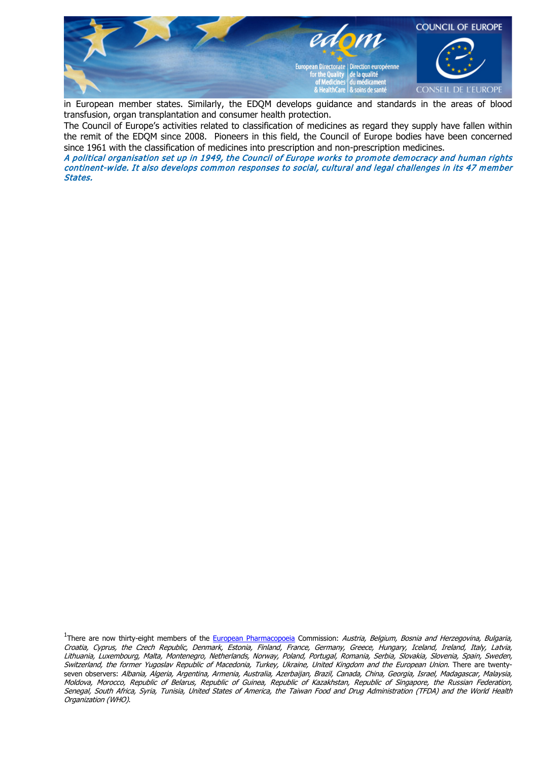in European member states. Similarly, the EDQM develops guidance and standards in the areas of blood transfusion, organ transplantation and consumer health protection.

The Council of Europe's activities related to classification of medicines as regard they supply have fallen within the remit of the EDQM since 2008. Pioneers in this field, the Council of Europe bodies have been concerned since 1961 with the classification of medicines into prescription and non-prescription medicines.

***A political organisation set up in 1949, the Council of Europe works to promote democracy and human rights continent-wide. It also develops common responses to social, cultural and legal challenges in its 47 member States.***

[1]There are now thirty-eight members of the European Pharmacopoeia Commission: *Austria, Belgium, Bosnia and Herzegovina, Bulgaria, Croatia, Cyprus, the Czech Republic, Denmark, Estonia, Finland, France, Germany, Greece, Hungary, Iceland, Ireland, Italy, Latvia, Lithuania, Luxembourg, Malta, Montenegro, Netherlands, Norway, Poland, Portugal, Romania, Serbia, Slovakia, Slovenia, Spain, Sweden, Switzerland, the former Yugoslav Republic of Macedonia, Turkey, Ukraine, United Kingdom and the European Union.* There are twenty-seven observers: *Albania, Algeria, Argentina, Armenia, Australia, Azerbaijan, Brazil, Canada, China, Georgia, Israel, Madagascar, Malaysia, Moldova, Morocco, Republic of Belarus, Republic of Guinea, Republic of Kazakhstan, Republic of Singapore, the Russian Federation, Senegal, South Africa, Syria, Tunisia, United States of America, the Taiwan Food and Drug Administration (TFDA) and the World Health Organization (WHO).*